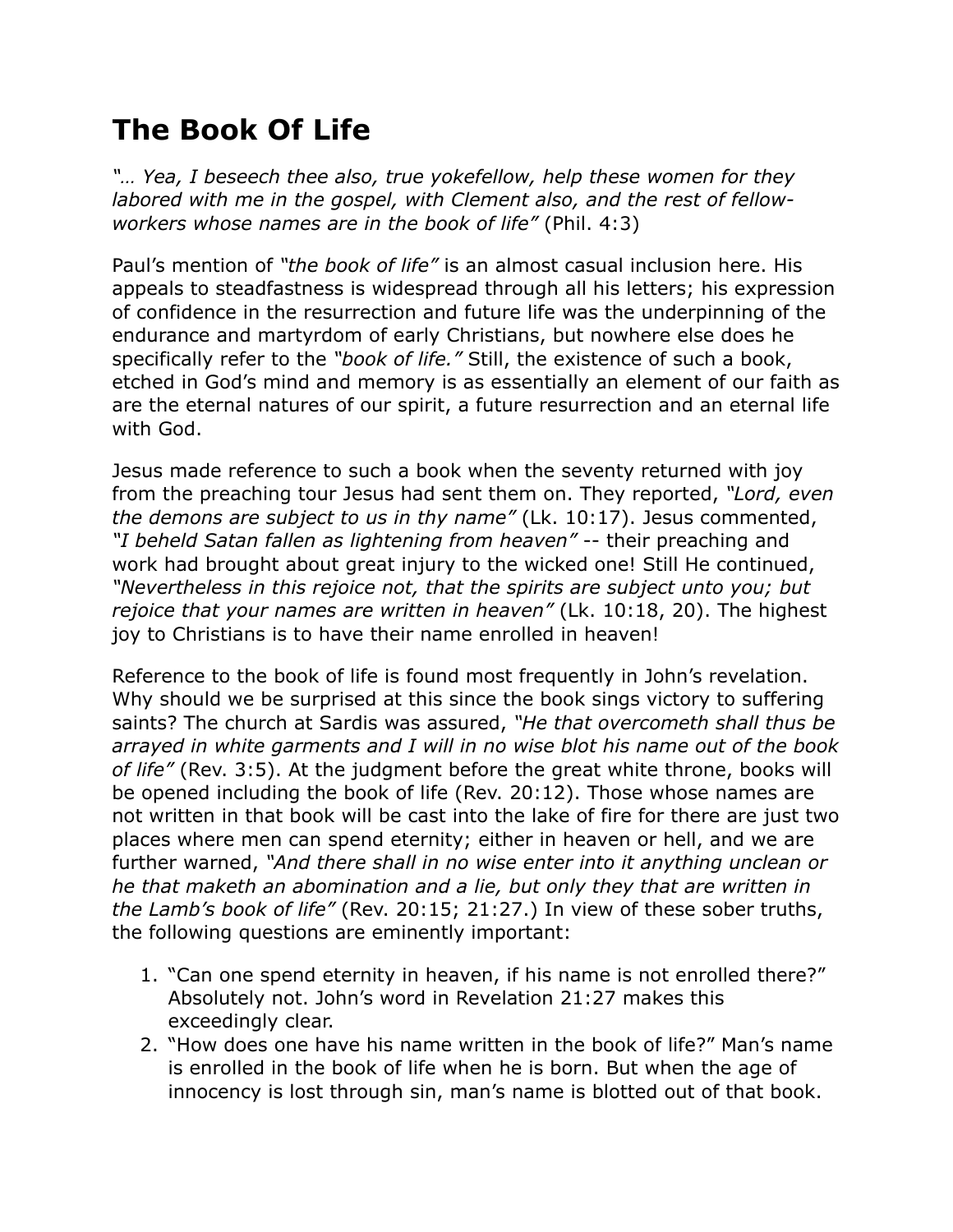# The Book Of Life

*"… Yea, I beseech thee also, true yokefellow, help these women for they labored with me in the gospel, with Clement also, and the rest of fellow-workers whose names are in the book of life"* (Phil. 4:3)

Paul's mention of *"the book of life"* is an almost casual inclusion here. His appeals to steadfastness is widespread through all his letters; his expression of confidence in the resurrection and future life was the underpinning of the endurance and martyrdom of early Christians, but nowhere else does he specifically refer to the *"book of life."* Still, the existence of such a book, etched in God's mind and memory is as essentially an element of our faith as are the eternal natures of our spirit, a future resurrection and an eternal life with God.

Jesus made reference to such a book when the seventy returned with joy from the preaching tour Jesus had sent them on. They reported, *"Lord, even the demons are subject to us in thy name"* (Lk. 10:17). Jesus commented, *"I beheld Satan fallen as lightening from heaven"* -- their preaching and work had brought about great injury to the wicked one! Still He continued, *"Nevertheless in this rejoice not, that the spirits are subject unto you; but rejoice that your names are written in heaven"* (Lk. 10:18, 20). The highest joy to Christians is to have their name enrolled in heaven!

Reference to the book of life is found most frequently in John's revelation. Why should we be surprised at this since the book sings victory to suffering saints? The church at Sardis was assured, *"He that overcometh shall thus be arrayed in white garments and I will in no wise blot his name out of the book of life"* (Rev. 3:5). At the judgment before the great white throne, books will be opened including the book of life (Rev. 20:12). Those whose names are not written in that book will be cast into the lake of fire for there are just two places where men can spend eternity; either in heaven or hell, and we are further warned, *"And there shall in no wise enter into it anything unclean or he that maketh an abomination and a lie, but only they that are written in the Lamb's book of life"* (Rev. 20:15; 21:27.) In view of these sober truths, the following questions are eminently important:

1. "Can one spend eternity in heaven, if his name is not enrolled there?" Absolutely not. John's word in Revelation 21:27 makes this exceedingly clear.
2. "How does one have his name written in the book of life?" Man's name is enrolled in the book of life when he is born. But when the age of innocency is lost through sin, man's name is blotted out of that book.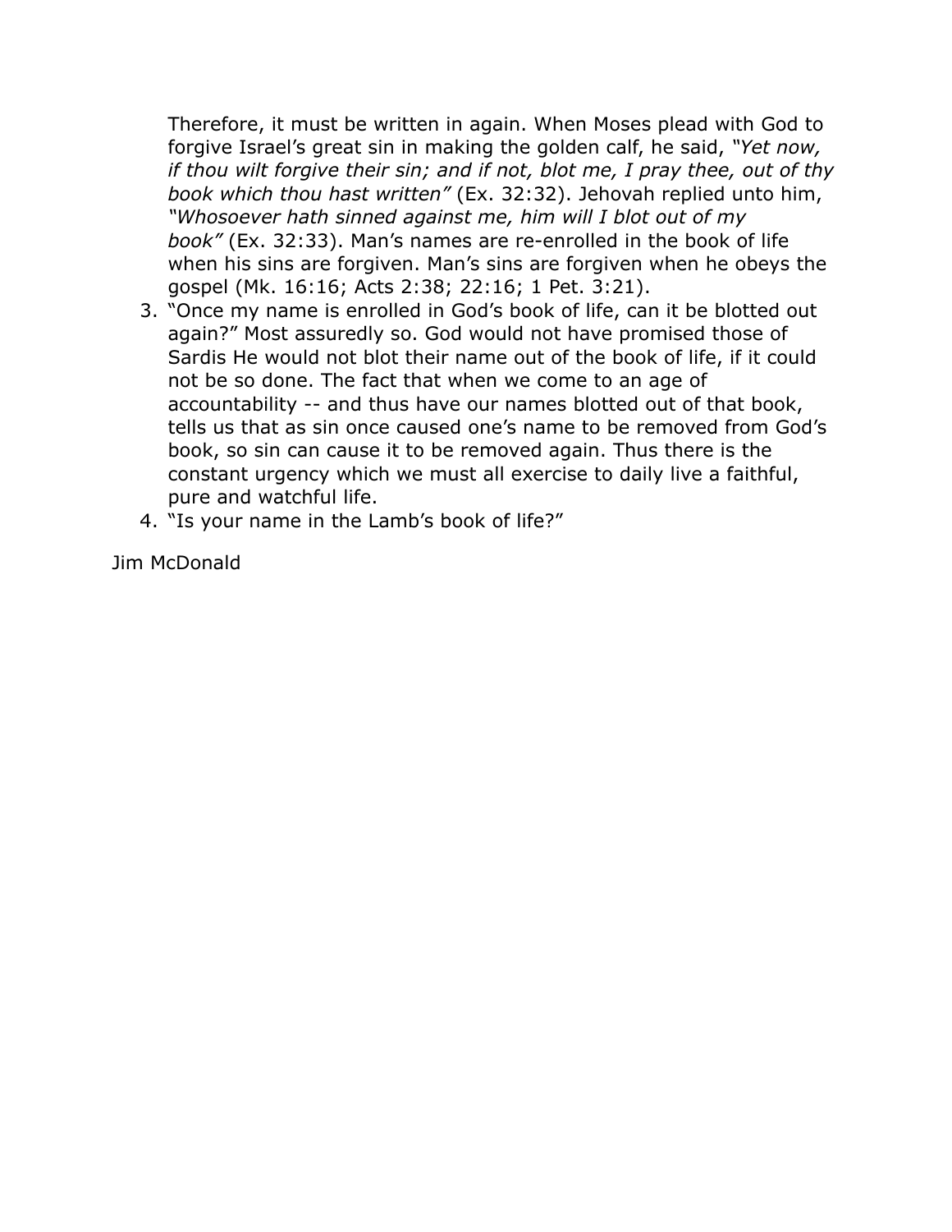Therefore, it must be written in again. When Moses plead with God to forgive Israel's great sin in making the golden calf, he said, *"Yet now, if thou wilt forgive their sin; and if not, blot me, I pray thee, out of thy book which thou hast written"* (Ex. 32:32). Jehovah replied unto him, *"Whosoever hath sinned against me, him will I blot out of my book"* (Ex. 32:33). Man's names are re-enrolled in the book of life when his sins are forgiven. Man's sins are forgiven when he obeys the gospel (Mk. 16:16; Acts 2:38; 22:16; 1 Pet. 3:21).

3. "Once my name is enrolled in God's book of life, can it be blotted out again?" Most assuredly so. God would not have promised those of Sardis He would not blot their name out of the book of life, if it could not be so done. The fact that when we come to an age of accountability -- and thus have our names blotted out of that book, tells us that as sin once caused one's name to be removed from God's book, so sin can cause it to be removed again. Thus there is the constant urgency which we must all exercise to daily live a faithful, pure and watchful life.
4. "Is your name in the Lamb's book of life?"

Jim McDonald